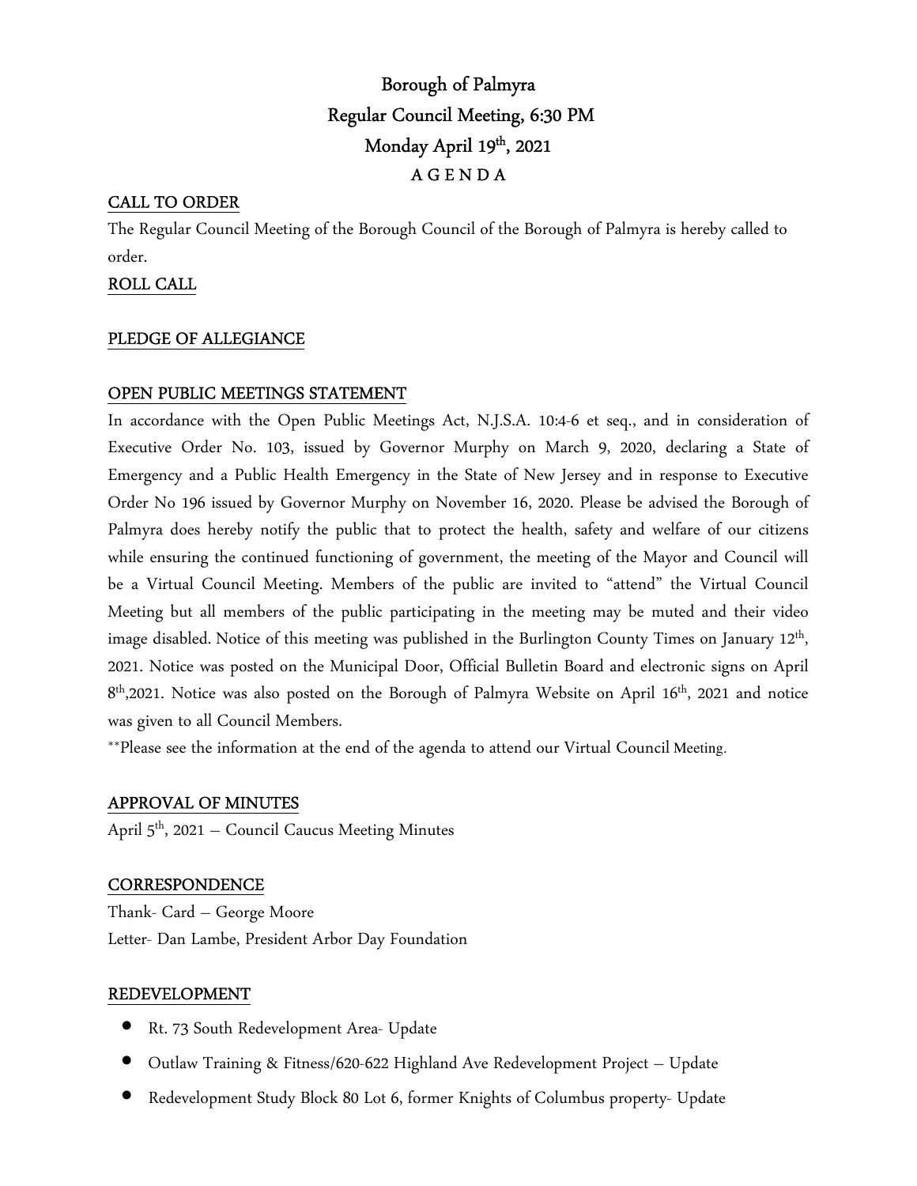# Borough of Palmyra
## Regular Council Meeting, 6:30 PM
## Monday April 19th, 2021
## A G E N D A

**CALL TO ORDER**

The Regular Council Meeting of the Borough Council of the Borough of Palmyra is hereby called to order.

**ROLL CALL**

**PLEDGE OF ALLEGIANCE**

**OPEN PUBLIC MEETINGS STATEMENT**

In accordance with the Open Public Meetings Act, N.J.S.A. 10:4-6 et seq., and in consideration of Executive Order No. 103, issued by Governor Murphy on March 9, 2020, declaring a State of Emergency and a Public Health Emergency in the State of New Jersey and in response to Executive Order No 196 issued by Governor Murphy on November 16, 2020. Please be advised the Borough of Palmyra does hereby notify the public that to protect the health, safety and welfare of our citizens while ensuring the continued functioning of government, the meeting of the Mayor and Council will be a Virtual Council Meeting. Members of the public are invited to "attend" the Virtual Council Meeting but all members of the public participating in the meeting may be muted and their video image disabled. Notice of this meeting was published in the Burlington County Times on January 12th, 2021. Notice was posted on the Municipal Door, Official Bulletin Board and electronic signs on April 8th,2021. Notice was also posted on the Borough of Palmyra Website on April 16th, 2021 and notice was given to all Council Members.

**Please see the information at the end of the agenda to attend our Virtual Council Meeting.

**APPROVAL OF MINUTES**

April 5th, 2021 – Council Caucus Meeting Minutes

**CORRESPONDENCE**

Thank- Card – George Moore

Letter- Dan Lambe, President Arbor Day Foundation

**REDEVELOPMENT**

- Rt. 73 South Redevelopment Area- Update
- Outlaw Training & Fitness/620-622 Highland Ave Redevelopment Project – Update
- Redevelopment Study Block 80 Lot 6, former Knights of Columbus property- Update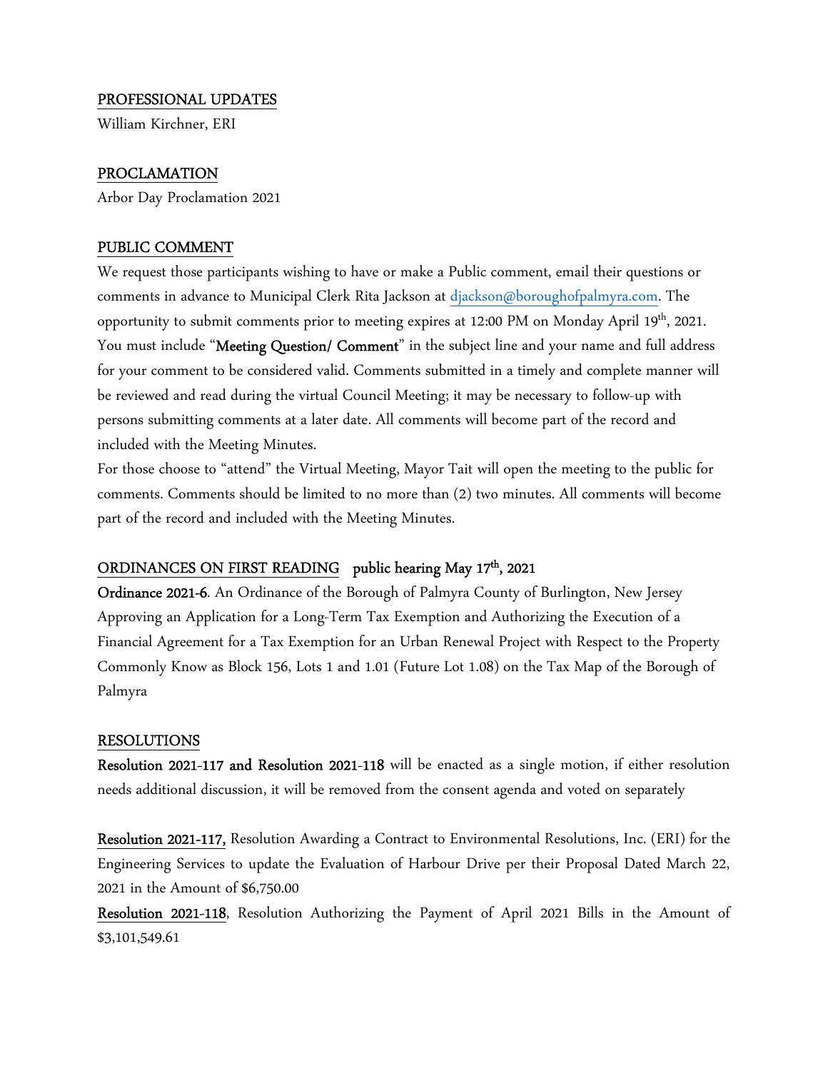PROFESSIONAL UPDATES

William Kirchner, ERI

PROCLAMATION

Arbor Day Proclamation 2021

PUBLIC COMMENT

We request those participants wishing to have or make a Public comment, email their questions or comments in advance to Municipal Clerk Rita Jackson at djackson@boroughofpalmyra.com. The opportunity to submit comments prior to meeting expires at 12:00 PM on Monday April 19th, 2021. You must include "**Meeting Question/ Comment**" in the subject line and your name and full address for your comment to be considered valid. Comments submitted in a timely and complete manner will be reviewed and read during the virtual Council Meeting; it may be necessary to follow-up with persons submitting comments at a later date. All comments will become part of the record and included with the Meeting Minutes.

For those choose to "attend" the Virtual Meeting, Mayor Tait will open the meeting to the public for comments. Comments should be limited to no more than (2) two minutes. All comments will become part of the record and included with the Meeting Minutes.

ORDINANCES ON FIRST READING **public hearing May 17th, 2021**

**Ordinance 2021-6**. An Ordinance of the Borough of Palmyra County of Burlington, New Jersey Approving an Application for a Long-Term Tax Exemption and Authorizing the Execution of a Financial Agreement for a Tax Exemption for an Urban Renewal Project with Respect to the Property Commonly Know as Block 156, Lots 1 and 1.01 (Future Lot 1.08) on the Tax Map of the Borough of Palmyra

RESOLUTIONS

**Resolution 2021-117 and Resolution 2021-118** will be enacted as a single motion, if either resolution needs additional discussion, it will be removed from the consent agenda and voted on separately

**Resolution 2021-117,** Resolution Awarding a Contract to Environmental Resolutions, Inc. (ERI) for the Engineering Services to update the Evaluation of Harbour Drive per their Proposal Dated March 22, 2021 in the Amount of $6,750.00

**Resolution 2021-118**, Resolution Authorizing the Payment of April 2021 Bills in the Amount of $3,101,549.61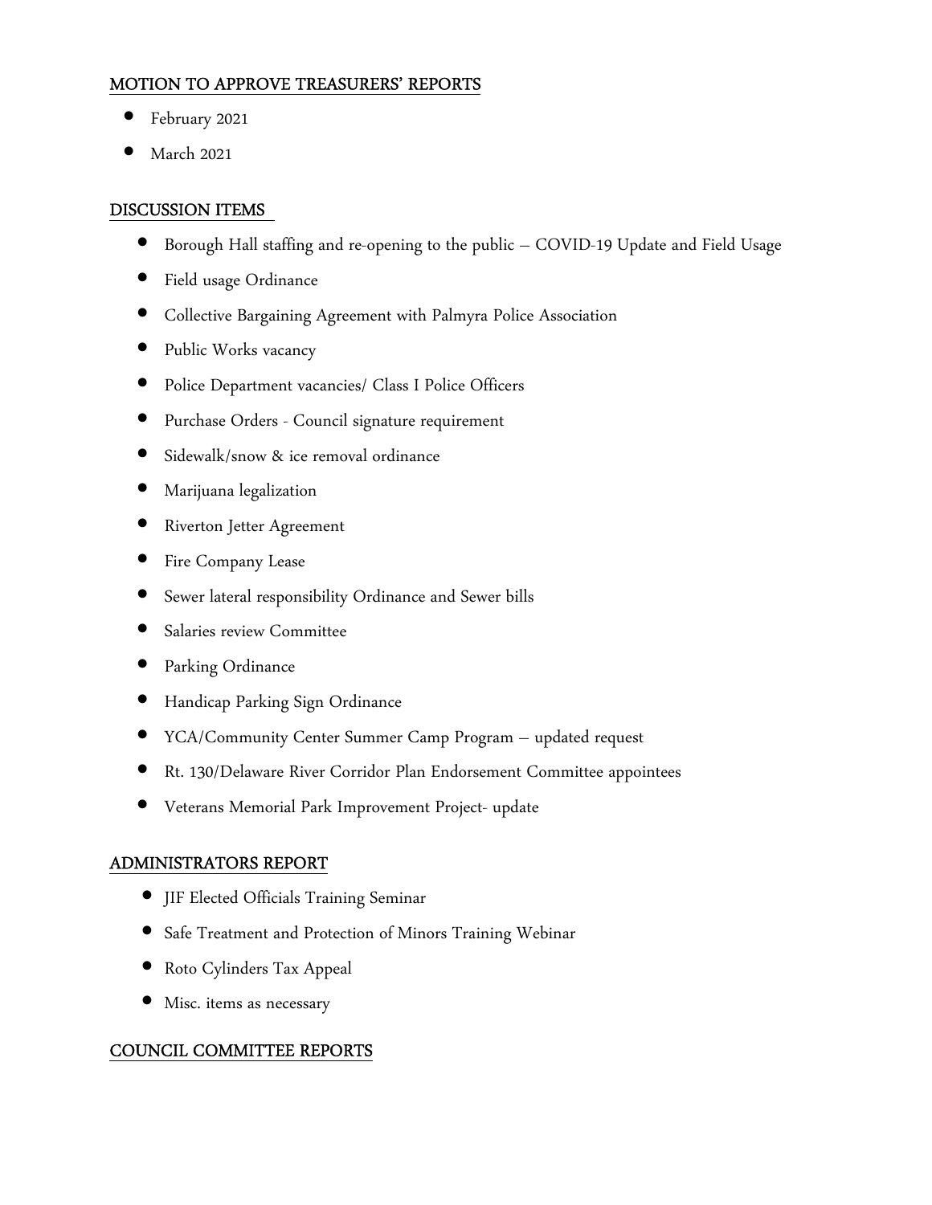## MOTION TO APPROVE TREASURERS' REPORTS

- February 2021
- March 2021

## DISCUSSION ITEMS

- Borough Hall staffing and re-opening to the public – COVID-19 Update and Field Usage
- Field usage Ordinance
- Collective Bargaining Agreement with Palmyra Police Association
- Public Works vacancy
- Police Department vacancies/ Class I Police Officers
- Purchase Orders - Council signature requirement
- Sidewalk/snow & ice removal ordinance
- Marijuana legalization
- Riverton Jetter Agreement
- Fire Company Lease
- Sewer lateral responsibility Ordinance and Sewer bills
- Salaries review Committee
- Parking Ordinance
- Handicap Parking Sign Ordinance
- YCA/Community Center Summer Camp Program – updated request
- Rt. 130/Delaware River Corridor Plan Endorsement Committee appointees
- Veterans Memorial Park Improvement Project- update

## ADMINISTRATORS REPORT

- JIF Elected Officials Training Seminar
- Safe Treatment and Protection of Minors Training Webinar
- Roto Cylinders Tax Appeal
- Misc. items as necessary

## COUNCIL COMMITTEE REPORTS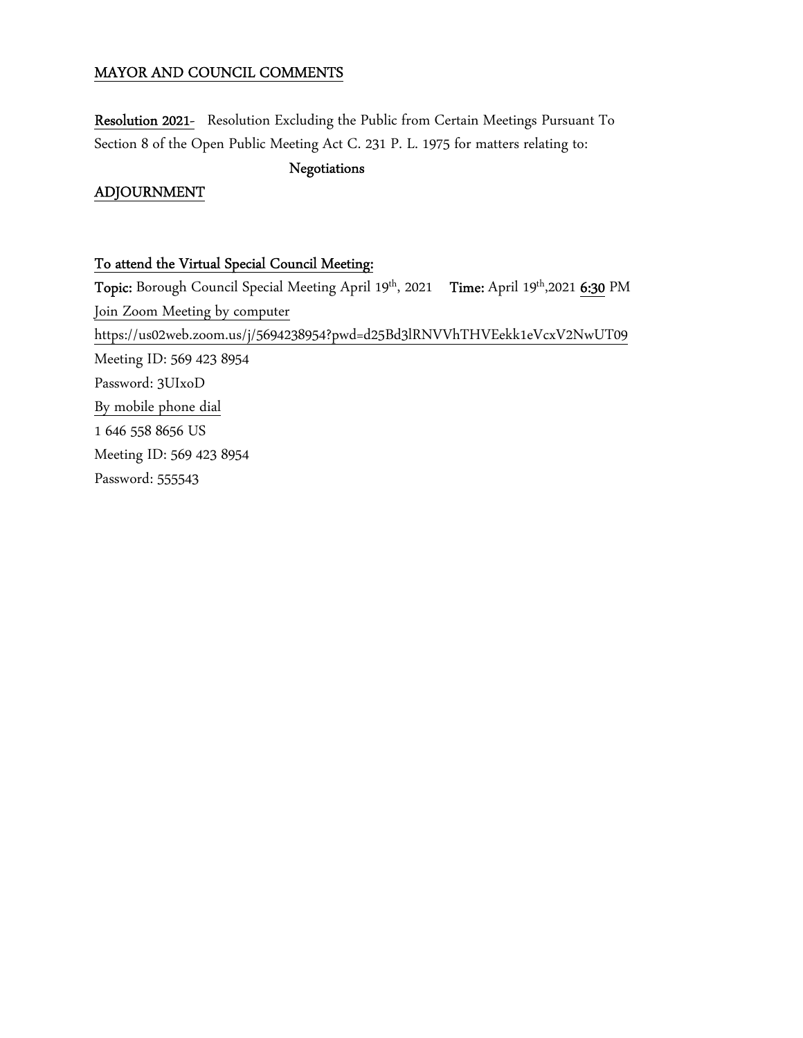MAYOR AND COUNCIL COMMENTS

**Resolution 2021-** Resolution Excluding the Public from Certain Meetings Pursuant To Section 8 of the Open Public Meeting Act C. 231 P. L. 1975 for matters relating to:

**Negotiations**

ADJOURNMENT

**To attend the Virtual Special Council Meeting:**

**Topic:** Borough Council Special Meeting April 19th, 2021 **Time:** April 19th,2021 **6:30** PM

Join Zoom Meeting by computer

https://us02web.zoom.us/j/5694238954?pwd=d25Bd3lRNVVhTHVEekk1eVcxV2NwUT09

Meeting ID: 569 423 8954

Password: 3UIxoD

By mobile phone dial

1 646 558 8656 US

Meeting ID: 569 423 8954

Password: 555543